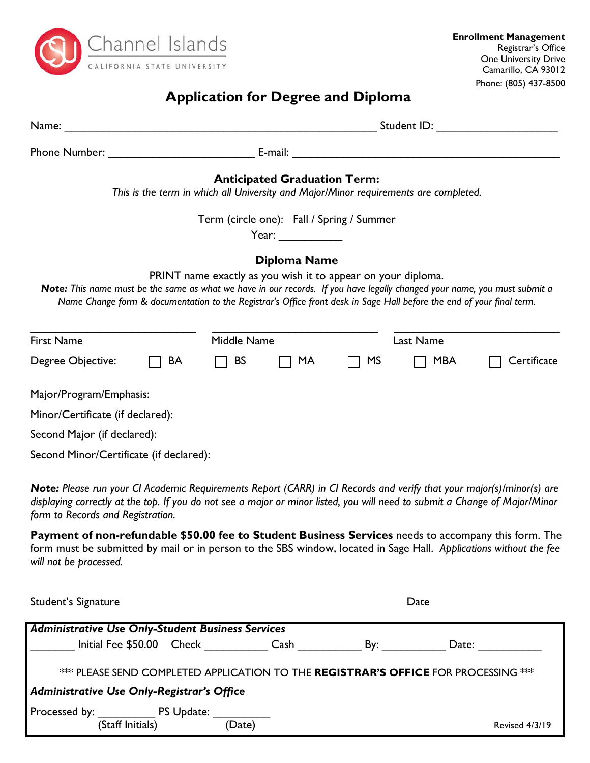Channel Islands
CALIFORNIA STATE UNIVERSITY

**Enrollment Management**
Registrar's Office
One University Drive
Camarillo, CA 93012
Phone: (805) 437-8500

# Application for Degree and Diploma

Name: ______________________________________________ Student ID: ____________________

Phone Number: ________________________ E-mail: ____________________________________________

**Anticipated Graduation Term:**

*This is the term in which all University and Major/Minor requirements are completed.*

Term (circle one): Fall / Spring / Summer

Year: __________

**Diploma Name**

PRINT name exactly as you wish it to appear on your diploma.

***Note:*** *This name must be the same as what we have in our records. If you have legally changed your name, you must submit a Name Change form & documentation to the Registrar's Office front desk in Sage Hall before the end of your final term.*

________________________ ________________________ ________________________
First Name Middle Name Last Name

Degree Objective: ☐ BA ☐ BS ☐ MA ☐ MS ☐ MBA ☐ Certificate

Major/Program/Emphasis:

Minor/Certificate (if declared):

Second Major (if declared):

Second Minor/Certificate (if declared):

***Note:*** *Please run your CI Academic Requirements Report (CARR) in CI Records and verify that your major(s)/minor(s) are displaying correctly at the top. If you do not see a major or minor listed, you will need to submit a Change of Major/Minor form to Records and Registration.*

**Payment of non-refundable $50.00 fee to Student Business Services** needs to accompany this form. The form must be submitted by mail or in person to the SBS window, located in Sage Hall. *Applications without the fee will not be processed.*

Student's Signature Date

***Administrative Use Only-Student Business Services***

_______ Initial Fee $50.00 Check __________ Cash __________ By: __________ Date: __________

\*\*\* PLEASE SEND COMPLETED APPLICATION TO THE **REGISTRAR'S OFFICE** FOR PROCESSING \*\*\*

***Administrative Use Only-Registrar's Office***

Processed by: _________ PS Update: _________
(Staff Initials) (Date)

Revised 4/3/19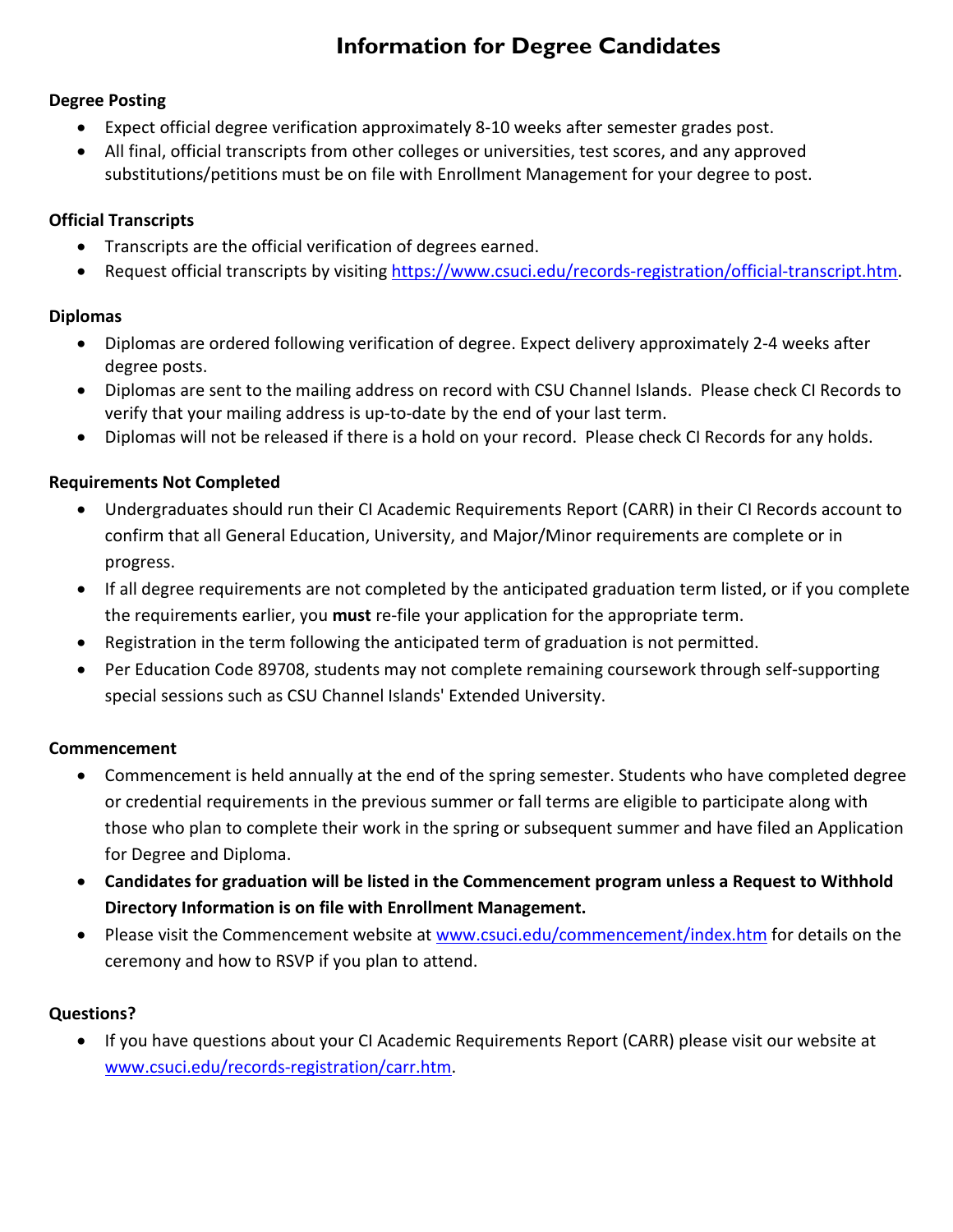# Information for Degree Candidates

**Degree Posting**

- Expect official degree verification approximately 8-10 weeks after semester grades post.
- All final, official transcripts from other colleges or universities, test scores, and any approved substitutions/petitions must be on file with Enrollment Management for your degree to post.

**Official Transcripts**

- Transcripts are the official verification of degrees earned.
- Request official transcripts by visiting [https://www.csuci.edu/records-registration/official-transcript.htm](https://www.csuci.edu/records-registration/official-transcript.htm).

**Diplomas**

- Diplomas are ordered following verification of degree. Expect delivery approximately 2-4 weeks after degree posts.
- Diplomas are sent to the mailing address on record with CSU Channel Islands. Please check CI Records to verify that your mailing address is up-to-date by the end of your last term.
- Diplomas will not be released if there is a hold on your record. Please check CI Records for any holds.

**Requirements Not Completed**

- Undergraduates should run their CI Academic Requirements Report (CARR) in their CI Records account to confirm that all General Education, University, and Major/Minor requirements are complete or in progress.
- If all degree requirements are not completed by the anticipated graduation term listed, or if you complete the requirements earlier, you **must** re-file your application for the appropriate term.
- Registration in the term following the anticipated term of graduation is not permitted.
- Per Education Code 89708, students may not complete remaining coursework through self-supporting special sessions such as CSU Channel Islands' Extended University.

**Commencement**

- Commencement is held annually at the end of the spring semester. Students who have completed degree or credential requirements in the previous summer or fall terms are eligible to participate along with those who plan to complete their work in the spring or subsequent summer and have filed an Application for Degree and Diploma.
- **Candidates for graduation will be listed in the Commencement program unless a Request to Withhold Directory Information is on file with Enrollment Management.**
- Please visit the Commencement website at [www.csuci.edu/commencement/index.htm](www.csuci.edu/commencement/index.htm) for details on the ceremony and how to RSVP if you plan to attend.

**Questions?**

- If you have questions about your CI Academic Requirements Report (CARR) please visit our website at [www.csuci.edu/records-registration/carr.htm](www.csuci.edu/records-registration/carr.htm).